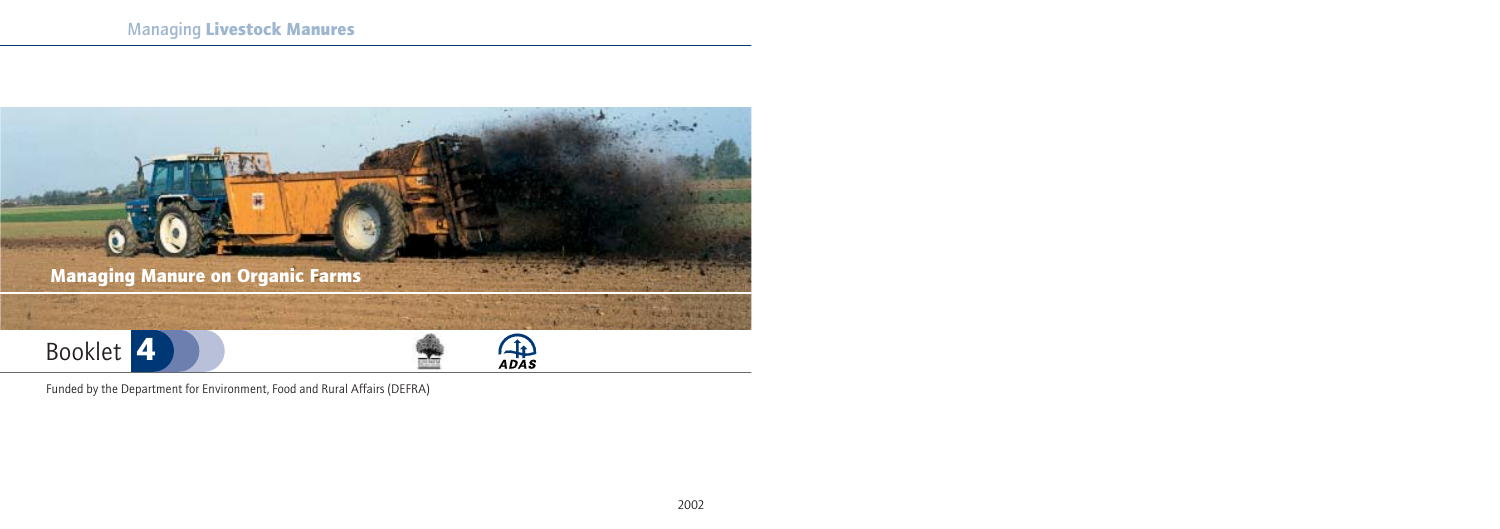Managing **Livestock Manures**

# Managing Manure on Organic Farms

Booklet 4

Funded by the Department for Environment, Food and Rural Affairs (DEFRA)

2002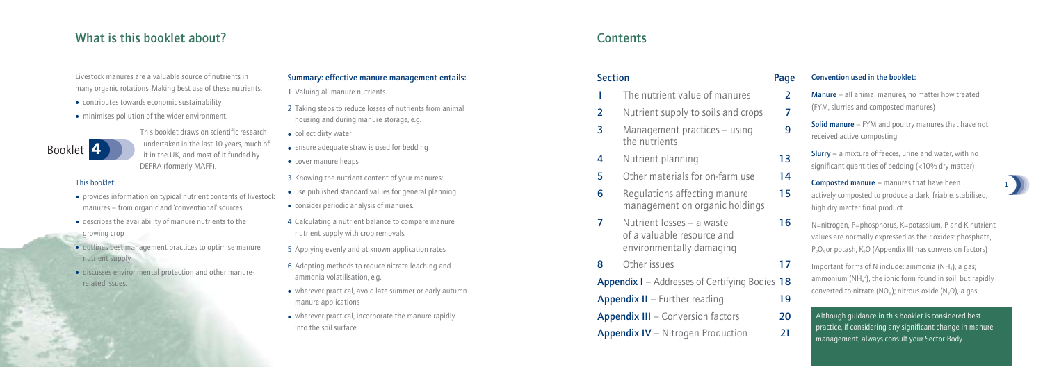## What is this booklet about?

Livestock manures are a valuable source of nutrients in many organic rotations. Making best use of these nutrients:

- contributes towards economic sustainability
- minimises pollution of the wider environment.

Booklet 4

This booklet draws on scientific research undertaken in the last 10 years, much of it in the UK, and most of it funded by DEFRA (formerly MAFF).

### This booklet:

- provides information on typical nutrient contents of livestock manures – from organic and 'conventional' sources
- describes the availability of manure nutrients to the growing crop
- outlines best management practices to optimise manure nutrient supply
- discusses environmental protection and other manure-related issues.

### Summary: effective manure management entails:

1 Valuing all manure nutrients.

2 Taking steps to reduce losses of nutrients from animal housing and during manure storage, e.g.

- collect dirty water
- ensure adequate straw is used for bedding
- cover manure heaps.

3 Knowing the nutrient content of your manures:

- use published standard values for general planning
- consider periodic analysis of manures.

4 Calculating a nutrient balance to compare manure nutrient supply with crop removals.

5 Applying evenly and at known application rates.

6 Adopting methods to reduce nitrate leaching and ammonia volatilisation, e.g.

- wherever practical, avoid late summer or early autumn manure applications
- wherever practical, incorporate the manure rapidly into the soil surface.

## Contents

| Section | | Page |
|---|---|---|
| 1 | The nutrient value of manures | 2 |
| 2 | Nutrient supply to soils and crops | 7 |
| 3 | Management practices – using the nutrients | 9 |
| 4 | Nutrient planning | 13 |
| 5 | Other materials for on-farm use | 14 |
| 6 | Regulations affecting manure management on organic holdings | 15 |
| 7 | Nutrient losses – a waste of a valuable resource and environmentally damaging | 16 |
| 8 | Other issues | 17 |
| **Appendix I** – Addresses of Certifying Bodies | | 18 |
| **Appendix II** – Further reading | | 19 |
| **Appendix III** – Conversion factors | | 20 |
| **Appendix IV** – Nitrogen Production | | 21 |

### Convention used in the booklet:

**Manure** – all animal manures, no matter how treated (FYM, slurries and composted manures)

**Solid manure** – FYM and poultry manures that have not received active composting

**Slurry** – a mixture of faeces, urine and water, with no significant quantities of bedding (<10% dry matter)

**Composted manure** – manures that have been actively composted to produce a dark, friable, stabilised, high dry matter final product

N=nitrogen, P=phosphorus, K=potassium. P and K nutrient values are normally expressed as their oxides: phosphate, $P_2O_5$ or potash, $K_2O$ (Appendix III has conversion factors)

Important forms of N include: ammonia ($NH_3$), a gas; ammonium ($NH_4^+$), the ionic form found in soil, but rapidly converted to nitrate ($NO_3^-$); nitrous oxide ($N_2O$), a gas.

Although guidance in this booklet is considered best practice, if considering any significant change in manure management, always consult your Sector Body.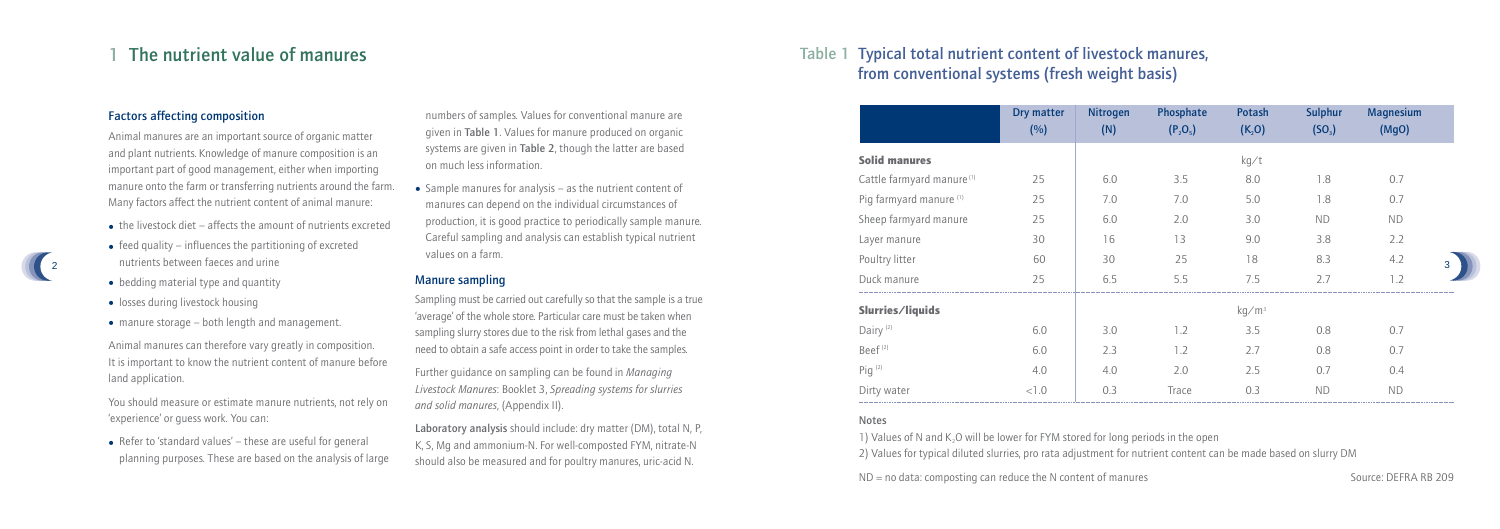# 1 The nutrient value of manures

### Factors affecting composition

Animal manures are an important source of organic matter and plant nutrients. Knowledge of manure composition is an important part of good management, either when importing manure onto the farm or transferring nutrients around the farm. Many factors affect the nutrient content of animal manure:

- the livestock diet – affects the amount of nutrients excreted
- feed quality – influences the partitioning of excreted nutrients between faeces and urine
- bedding material type and quantity
- losses during livestock housing
- manure storage – both length and management.

Animal manures can therefore vary greatly in composition. It is important to know the nutrient content of manure before land application.

You should measure or estimate manure nutrients, not rely on 'experience' or guess work. You can:

- Refer to 'standard values' – these are useful for general planning purposes. These are based on the analysis of large numbers of samples. Values for conventional manure are given in **Table 1**. Values for manure produced on organic systems are given in **Table 2**, though the latter are based on much less information.
- Sample manures for analysis – as the nutrient content of manures can depend on the individual circumstances of production, it is good practice to periodically sample manure. Careful sampling and analysis can establish typical nutrient values on a farm.

### Manure sampling

Sampling must be carried out carefully so that the sample is a true 'average' of the whole store. Particular care must be taken when sampling slurry stores due to the risk from lethal gases and the need to obtain a safe access point in order to take the samples.

Further guidance on sampling can be found in *Managing Livestock Manures*: Booklet 3, *Spreading systems for slurries and solid manures*, (Appendix II).

**Laboratory analysis** should include: dry matter (DM), total N, P, K, S, Mg and ammonium-N. For well-composted FYM, nitrate-N should also be measured and for poultry manures, uric-acid N.

## Table 1 Typical total nutrient content of livestock manures, from conventional systems (fresh weight basis)

| | Dry matter (%) | Nitrogen (N) | Phosphate ($P_2O_5$) | Potash ($K_2O$) | Sulphur ($SO_3$) | Magnesium (MgO) |
|---|---|---|---|---|---|---|
| **Solid manures** | | | | kg/t | | |
| Cattle farmyard manure [1] | 25 | 6.0 | 3.5 | 8.0 | 1.8 | 0.7 |
| Pig farmyard manure [1] | 25 | 7.0 | 7.0 | 5.0 | 1.8 | 0.7 |
| Sheep farmyard manure | 25 | 6.0 | 2.0 | 3.0 | ND | ND |
| Layer manure | 30 | 16 | 13 | 9.0 | 3.8 | 2.2 |
| Poultry litter | 60 | 30 | 25 | 18 | 8.3 | 4.2 |
| Duck manure | 25 | 6.5 | 5.5 | 7.5 | 2.7 | 1.2 |
| **Slurries/liquids** | | | | $kg/m^3$ | | |
| Dairy [2] | 6.0 | 3.0 | 1.2 | 3.5 | 0.8 | 0.7 |
| Beef [2] | 6.0 | 2.3 | 1.2 | 2.7 | 0.8 | 0.7 |
| Pig [2] | 4.0 | 4.0 | 2.0 | 2.5 | 0.7 | 0.4 |
| Dirty water | <1.0 | 0.3 | Trace | 0.3 | ND | ND |

**Notes**

1) Values of N and $K_2O$ will be lower for FYM stored for long periods in the open

2) Values for typical diluted slurries, pro rata adjustment for nutrient content can be made based on slurry DM

ND = no data: composting can reduce the N content of manures

Source: DEFRA RB 209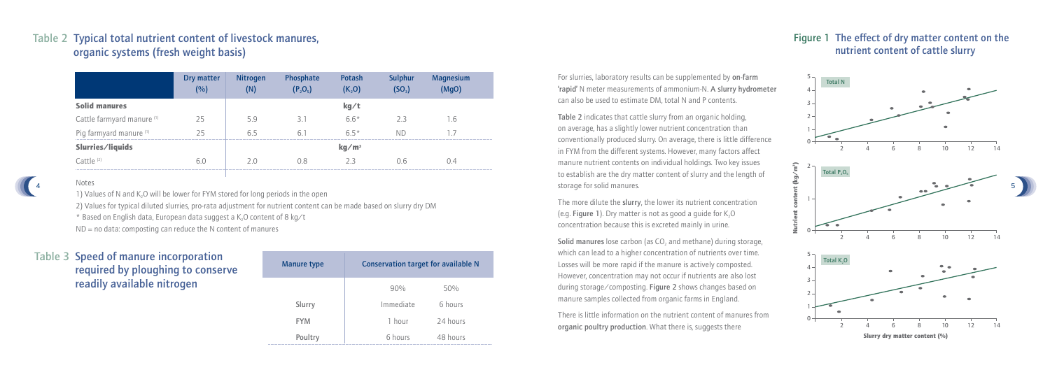## Table 2 Typical total nutrient content of livestock manures, organic systems (fresh weight basis)

| | Dry matter (%) | Nitrogen (N) | Phosphate ($P_2O_5$) | Potash ($K_2O$) | Sulphur ($SO_3$) | Magnesium (MgO) |
|---|---|---|---|---|---|---|
| **Solid manures** | | kg/t | | | | |
| Cattle farmyard manure [1] | 25 | 5.9 | 3.1 | 6.6* | 2.3 | 1.6 |
| Pig farmyard manure [1] | 25 | 6.5 | 6.1 | 6.5* | ND | 1.7 |
| **Slurries/liquids** | | kg/m³ | | | | |
| Cattle [2] | 6.0 | 2.0 | 0.8 | 2.3 | 0.6 | 0.4 |

Notes

1) Values of N and $K_2O$ will be lower for FYM stored for long periods in the open

2) Values for typical diluted slurries, pro-rata adjustment for nutrient content can be made based on slurry dry DM

* Based on English data, European data suggest a $K_2O$ content of 8 kg/t

ND = no data: composting can reduce the N content of manures

## Table 3 Speed of manure incorporation required by ploughing to conserve readily available nitrogen

| Manure type | Conservation target for available N | |
|---|---|---|
| | 90% | 50% |
| Slurry | Immediate | 6 hours |
| FYM | 1 hour | 24 hours |
| Poultry | 6 hours | 48 hours |

For slurries, laboratory results can be supplemented by **on-farm 'rapid'** N meter measurements of ammonium-N. A **slurry hydrometer** can also be used to estimate DM, total N and P contents.

**Table 2** indicates that cattle slurry from an organic holding, on average, has a slightly lower nutrient concentration than conventionally produced slurry. On average, there is little difference in FYM from the different systems. However, many factors affect manure nutrient contents on individual holdings. Two key issues to establish are the dry matter content of slurry and the length of storage for solid manures.

The more dilute the **slurry**, the lower its nutrient concentration (e.g. **Figure 1**). Dry matter is not as good a guide for $K_2O$ concentration because this is excreted mainly in urine.

**Solid manures** lose carbon (as $CO_2$ and methane) during storage, which can lead to a higher concentration of nutrients over time. Losses will be more rapid if the manure is actively composted. However, concentration may not occur if nutrients are also lost during storage/composting. **Figure 2** shows changes based on manure samples collected from organic farms in England.

There is little information on the nutrient content of manures from **organic poultry production**. What there is, suggests there

## Figure 1 The effect of dry matter content on the nutrient content of cattle slurry

Total N

Total $P_2O_5$

Total $K_2O$

Nutrient content (kg/m³)

0 1 2 3 4 5

0 1 2

0 1 2 3 4 5

2 4 6 8 10 12 14

Slurry dry matter content (%)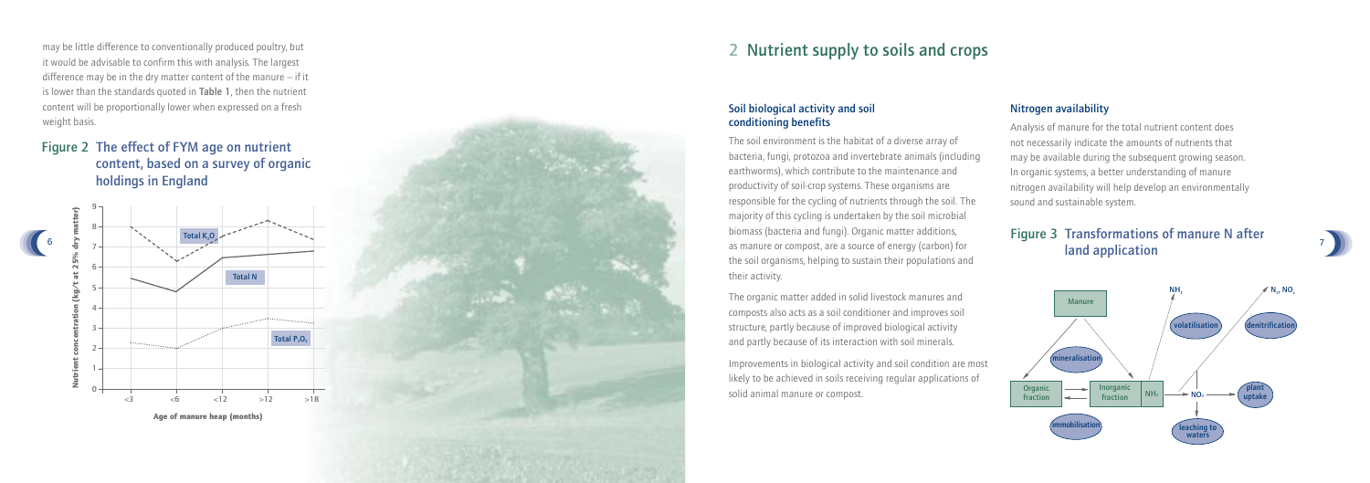may be little difference to conventionally produced poultry, but it would be advisable to confirm this with analysis. The largest difference may be in the dry matter content of the manure – if it is lower than the standards quoted in **Table 1**, then the nutrient content will be proportionally lower when expressed on a fresh weight basis.

## Figure 2 The effect of FYM age on nutrient content, based on a survey of organic holdings in England

Nutrient concentration (kg/t at 25% dry matter)

0
1
2
3
4
5
6
7
8
9

Total $K_2O$

Total N

Total $P_2O_5$

<3
<6
<12
>12
>18

Age of manure heap (months)

# 2 Nutrient supply to soils and crops

### Soil biological activity and soil conditioning benefits

The soil environment is the habitat of a diverse array of bacteria, fungi, protozoa and invertebrate animals (including earthworms), which contribute to the maintenance and productivity of soil-crop systems. These organisms are responsible for the cycling of nutrients through the soil. The majority of this cycling is undertaken by the soil microbial biomass (bacteria and fungi). Organic matter additions, as manure or compost, are a source of energy (carbon) for the soil organisms, helping to sustain their populations and their activity.

The organic matter added in solid livestock manures and composts also acts as a soil conditioner and improves soil structure, partly because of improved biological activity and partly because of its interaction with soil minerals.

Improvements in biological activity and soil condition are most likely to be achieved in soils receiving regular applications of solid animal manure or compost.

### Nitrogen availability

Analysis of manure for the total nutrient content does not necessarily indicate the amounts of nutrients that may be available during the subsequent growing season. In organic systems, a better understanding of manure nitrogen availability will help develop an environmentally sound and sustainable system.

## Figure 3 Transformations of manure N after land application

Manure

$NH_3$

$N_2$, $NO_x$

volatilisation

denitrification

mineralisation

Organic fraction

Inorganic fraction

$NH_4$

$NO_3$

plant uptake

immobilisation

leaching to waters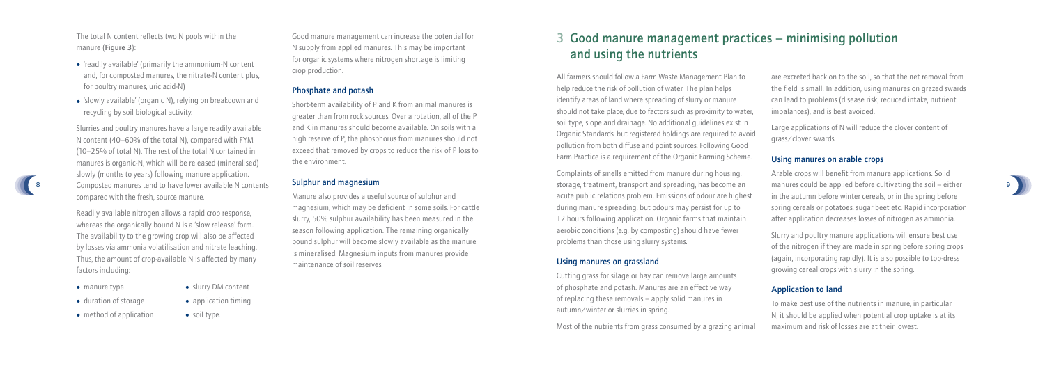The total N content reflects two N pools within the manure (**Figure 3**):

- 'readily available' (primarily the ammonium-N content and, for composted manures, the nitrate-N content plus, for poultry manures, uric acid-N)
- 'slowly available' (organic N), relying on breakdown and recycling by soil biological activity.

Slurries and poultry manures have a large readily available N content (40–60% of the total N), compared with FYM (10–25% of total N). The rest of the total N contained in manures is organic-N, which will be released (mineralised) slowly (months to years) following manure application. Composted manures tend to have lower available N contents compared with the fresh, source manure.

Readily available nitrogen allows a rapid crop response, whereas the organically bound N is a 'slow release' form. The availability to the growing crop will also be affected by losses via ammonia volatilisation and nitrate leaching. Thus, the amount of crop-available N is affected by many factors including:

- manure type
- duration of storage
- method of application
- slurry DM content
- application timing
- soil type.

Good manure management can increase the potential for N supply from applied manures. This may be important for organic systems where nitrogen shortage is limiting crop production.

### Phosphate and potash

Short-term availability of P and K from animal manures is greater than from rock sources. Over a rotation, all of the P and K in manures should become available. On soils with a high reserve of P, the phosphorus from manures should not exceed that removed by crops to reduce the risk of P loss to the environment.

### Sulphur and magnesium

Manure also provides a useful source of sulphur and magnesium, which may be deficient in some soils. For cattle slurry, 50% sulphur availability has been measured in the season following application. The remaining organically bound sulphur will become slowly available as the manure is mineralised. Magnesium inputs from manures provide maintenance of soil reserves.

## 3 Good manure management practices – minimising pollution and using the nutrients

All farmers should follow a Farm Waste Management Plan to help reduce the risk of pollution of water. The plan helps identify areas of land where spreading of slurry or manure should not take place, due to factors such as proximity to water, soil type, slope and drainage. No additional guidelines exist in Organic Standards, but registered holdings are required to avoid pollution from both diffuse and point sources. Following Good Farm Practice is a requirement of the Organic Farming Scheme.

Complaints of smells emitted from manure during housing, storage, treatment, transport and spreading, has become an acute public relations problem. Emissions of odour are highest during manure spreading, but odours may persist for up to 12 hours following application. Organic farms that maintain aerobic conditions (e.g. by composting) should have fewer problems than those using slurry systems.

### Using manures on grassland

Cutting grass for silage or hay can remove large amounts of phosphate and potash. Manures are an effective way of replacing these removals – apply solid manures in autumn/winter or slurries in spring.

Most of the nutrients from grass consumed by a grazing animal are excreted back on to the soil, so that the net removal from the field is small. In addition, using manures on grazed swards can lead to problems (disease risk, reduced intake, nutrient imbalances), and is best avoided.

Large applications of N will reduce the clover content of grass/clover swards.

### Using manures on arable crops

Arable crops will benefit from manure applications. Solid manures could be applied before cultivating the soil – either in the autumn before winter cereals, or in the spring before spring cereals or potatoes, sugar beet etc. Rapid incorporation after application decreases losses of nitrogen as ammonia.

Slurry and poultry manure applications will ensure best use of the nitrogen if they are made in spring before spring crops (again, incorporating rapidly). It is also possible to top-dress growing cereal crops with slurry in the spring.

### Application to land

To make best use of the nutrients in manure, in particular N, it should be applied when potential crop uptake is at its maximum and risk of losses are at their lowest.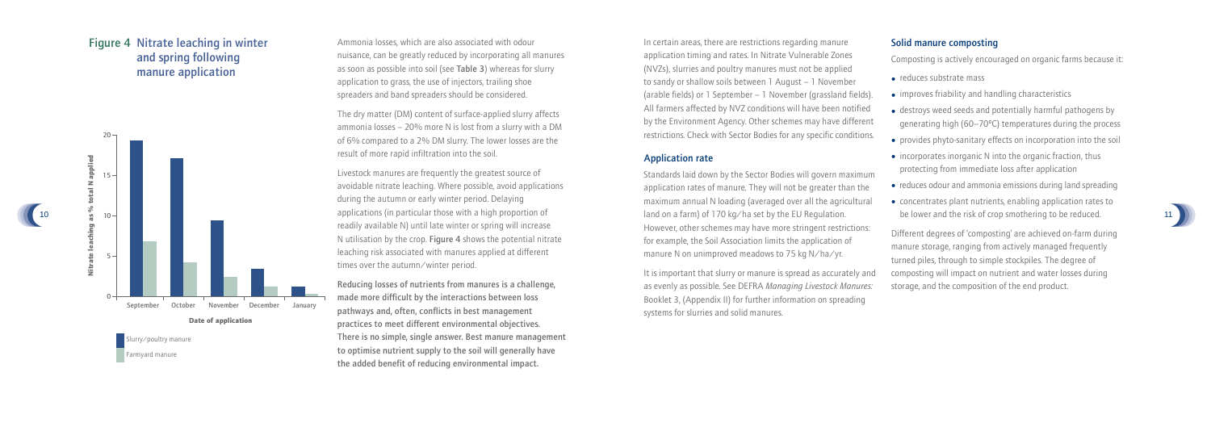## Figure 4 Nitrate leaching in winter and spring following manure application

Ammonia losses, which are also associated with odour nuisance, can be greatly reduced by incorporating all manures as soon as possible into soil (see Table 3) whereas for slurry application to grass, the use of injectors, trailing shoe spreaders and band spreaders should be considered.

The dry matter (DM) content of surface-applied slurry affects ammonia losses – 20% more N is lost from a slurry with a DM of 6% compared to a 2% DM slurry. The lower losses are the result of more rapid infiltration into the soil.

Livestock manures are frequently the greatest source of avoidable nitrate leaching. Where possible, avoid applications during the autumn or early winter period. Delaying applications (in particular those with a high proportion of readily available N) until late winter or spring will increase N utilisation by the crop. Figure 4 shows the potential nitrate leaching risk associated with manures applied at different times over the autumn/winter period.

**Reducing losses of nutrients from manures is a challenge, made more difficult by the interactions between loss pathways and, often, conflicts in best management practices to meet different environmental objectives. There is no simple, single answer. Best manure management to optimise nutrient supply to the soil will generally have the added benefit of reducing environmental impact.**

In certain areas, there are restrictions regarding manure application timing and rates. In Nitrate Vulnerable Zones (NVZs), slurries and poultry manures must not be applied to sandy or shallow soils between 1 August – 1 November (arable fields) or 1 September – 1 November (grassland fields). All farmers affected by NVZ conditions will have been notified by the Environment Agency. Other schemes may have different restrictions. Check with Sector Bodies for any specific conditions.

### Application rate

Standards laid down by the Sector Bodies will govern maximum application rates of manure. They will not be greater than the maximum annual N loading (averaged over all the agricultural land on a farm) of 170 kg/ha set by the EU Regulation. However, other schemes may have more stringent restrictions: for example, the Soil Association limits the application of manure N on unimproved meadows to 75 kg N/ha/yr.

It is important that slurry or manure is spread as accurately and as evenly as possible. See DEFRA *Managing Livestock Manures:* Booklet 3, (Appendix II) for further information on spreading systems for slurries and solid manures.

### Solid manure composting

Composting is actively encouraged on organic farms because it:

- reduces substrate mass
- improves friability and handling characteristics
- destroys weed seeds and potentially harmful pathogens by generating high (60–70°C) temperatures during the process
- provides phyto-sanitary effects on incorporation into the soil
- incorporates inorganic N into the organic fraction, thus protecting from immediate loss after application
- reduces odour and ammonia emissions during land spreading
- concentrates plant nutrients, enabling application rates to be lower and the risk of crop smothering to be reduced.

Different degrees of 'composting' are achieved on-farm during manure storage, ranging from actively managed frequently turned piles, through to simple stockpiles. The degree of composting will impact on nutrient and water losses during storage, and the composition of the end product.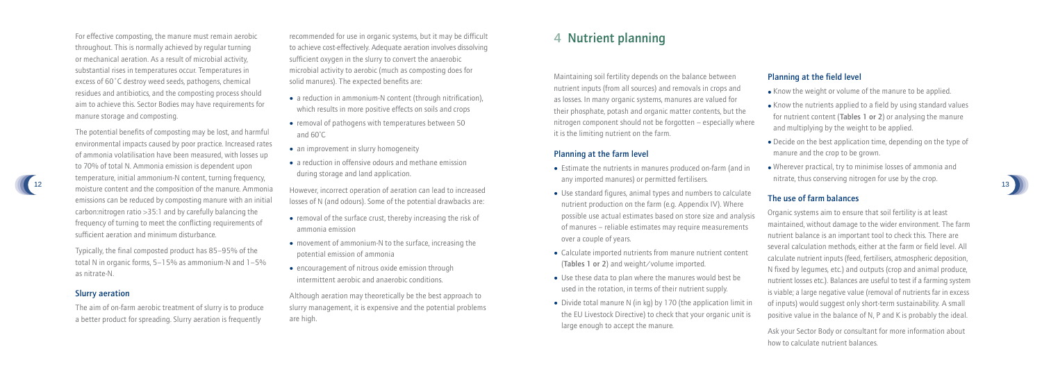For effective composting, the manure must remain aerobic throughout. This is normally achieved by regular turning or mechanical aeration. As a result of microbial activity, substantial rises in temperatures occur. Temperatures in excess of 60˚C destroy weed seeds, pathogens, chemical residues and antibiotics, and the composting process should aim to achieve this. Sector Bodies may have requirements for manure storage and composting.

The potential benefits of composting may be lost, and harmful environmental impacts caused by poor practice. Increased rates of ammonia volatilisation have been measured, with losses up to 70% of total N. Ammonia emission is dependent upon temperature, initial ammonium-N content, turning frequency, moisture content and the composition of the manure. Ammonia emissions can be reduced by composting manure with an initial carbon:nitrogen ratio >35:1 and by carefully balancing the frequency of turning to meet the conflicting requirements of sufficient aeration and minimum disturbance.

Typically, the final composted product has 85–95% of the total N in organic forms, 5–15% as ammonium-N and 1–5% as nitrate-N.

### Slurry aeration

The aim of on-farm aerobic treatment of slurry is to produce a better product for spreading. Slurry aeration is frequently recommended for use in organic systems, but it may be difficult to achieve cost-effectively. Adequate aeration involves dissolving sufficient oxygen in the slurry to convert the anaerobic microbial activity to aerobic (much as composting does for solid manures). The expected benefits are:

- a reduction in ammonium-N content (through nitrification), which results in more positive effects on soils and crops
- removal of pathogens with temperatures between 50 and 60˚C
- an improvement in slurry homogeneity
- a reduction in offensive odours and methane emission during storage and land application.

However, incorrect operation of aeration can lead to increased losses of N (and odours). Some of the potential drawbacks are:

- removal of the surface crust, thereby increasing the risk of ammonia emission
- movement of ammonium-N to the surface, increasing the potential emission of ammonia
- encouragement of nitrous oxide emission through intermittent aerobic and anaerobic conditions.

Although aeration may theoretically be the best approach to slurry management, it is expensive and the potential problems are high.

# 4 Nutrient planning

Maintaining soil fertility depends on the balance between nutrient inputs (from all sources) and removals in crops and as losses. In many organic systems, manures are valued for their phosphate, potash and organic matter contents, but the nitrogen component should not be forgotten – especially where it is the limiting nutrient on the farm.

### Planning at the farm level

- Estimate the nutrients in manures produced on-farm (and in any imported manures) or permitted fertilisers.
- Use standard figures, animal types and numbers to calculate nutrient production on the farm (e.g. Appendix IV). Where possible use actual estimates based on store size and analysis of manures – reliable estimates may require measurements over a couple of years.
- Calculate imported nutrients from manure nutrient content (**Tables 1 or 2**) and weight/volume imported.
- Use these data to plan where the manures would best be used in the rotation, in terms of their nutrient supply.
- Divide total manure N (in kg) by 170 (the application limit in the EU Livestock Directive) to check that your organic unit is large enough to accept the manure.

### Planning at the field level

- Know the weight or volume of the manure to be applied.
- Know the nutrients applied to a field by using standard values for nutrient content (**Tables 1 or 2**) or analysing the manure and multiplying by the weight to be applied.
- Decide on the best application time, depending on the type of manure and the crop to be grown.
- Wherever practical, try to minimise losses of ammonia and nitrate, thus conserving nitrogen for use by the crop.

### The use of farm balances

Organic systems aim to ensure that soil fertility is at least maintained, without damage to the wider environment. The farm nutrient balance is an important tool to check this. There are several calculation methods, either at the farm or field level. All calculate nutrient inputs (feed, fertilisers, atmospheric deposition, N fixed by legumes, etc.) and outputs (crop and animal produce, nutrient losses etc.). Balances are useful to test if a farming system is viable; a large negative value (removal of nutrients far in excess of inputs) would suggest only short-term sustainability. A small positive value in the balance of N, P and K is probably the ideal.

Ask your Sector Body or consultant for more information about how to calculate nutrient balances.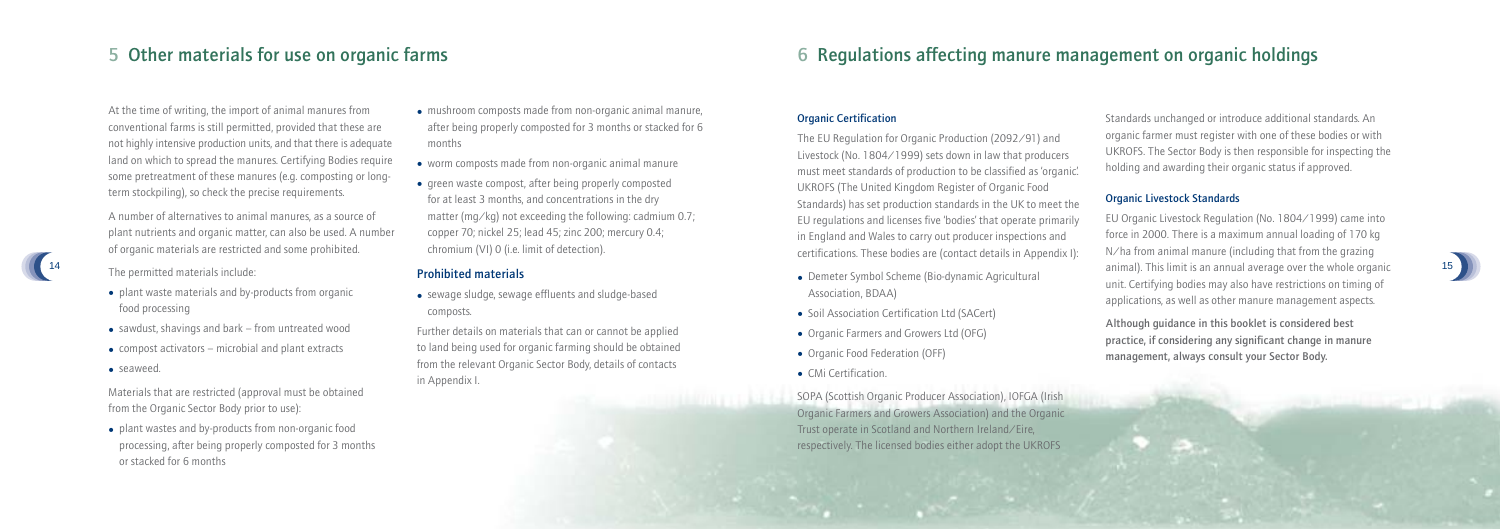## 5 Other materials for use on organic farms

At the time of writing, the import of animal manures from conventional farms is still permitted, provided that these are not highly intensive production units, and that there is adequate land on which to spread the manures. Certifying Bodies require some pretreatment of these manures (e.g. composting or long-term stockpiling), so check the precise requirements.

A number of alternatives to animal manures, as a source of plant nutrients and organic matter, can also be used. A number of organic materials are restricted and some prohibited.

The permitted materials include:

- plant waste materials and by-products from organic food processing
- sawdust, shavings and bark – from untreated wood
- compost activators – microbial and plant extracts
- seaweed.

Materials that are restricted (approval must be obtained from the Organic Sector Body prior to use):

- plant wastes and by-products from non-organic food processing, after being properly composted for 3 months or stacked for 6 months
- mushroom composts made from non-organic animal manure, after being properly composted for 3 months or stacked for 6 months
- worm composts made from non-organic animal manure
- green waste compost, after being properly composted for at least 3 months, and concentrations in the dry matter (mg/kg) not exceeding the following: cadmium 0.7; copper 70; nickel 25; lead 45; zinc 200; mercury 0.4; chromium (VI) 0 (i.e. limit of detection).

### Prohibited materials

- sewage sludge, sewage effluents and sludge-based composts.

Further details on materials that can or cannot be applied to land being used for organic farming should be obtained from the relevant Organic Sector Body, details of contacts in Appendix I.

## 6 Regulations affecting manure management on organic holdings

### Organic Certification

The EU Regulation for Organic Production (2092/91) and Livestock (No. 1804/1999) sets down in law that producers must meet standards of production to be classified as 'organic'. UKROFS (The United Kingdom Register of Organic Food Standards) has set production standards in the UK to meet the EU regulations and licenses five 'bodies' that operate primarily in England and Wales to carry out producer inspections and certifications. These bodies are (contact details in Appendix I):

- Demeter Symbol Scheme (Bio-dynamic Agricultural Association, BDAA)
- Soil Association Certification Ltd (SACert)
- Organic Farmers and Growers Ltd (OFG)
- Organic Food Federation (OFF)
- CMi Certification.

SOPA (Scottish Organic Producer Association), IOFGA (Irish Organic Farmers and Growers Association) and the Organic Trust operate in Scotland and Northern Ireland/Eire, respectively. The licensed bodies either adopt the UKROFS Standards unchanged or introduce additional standards. An organic farmer must register with one of these bodies or with UKROFS. The Sector Body is then responsible for inspecting the holding and awarding their organic status if approved.

### Organic Livestock Standards

EU Organic Livestock Regulation (No. 1804/1999) came into force in 2000. There is a maximum annual loading of 170 kg N/ha from animal manure (including that from the grazing animal). This limit is an annual average over the whole organic unit. Certifying bodies may also have restrictions on timing of applications, as well as other manure management aspects.

**Although guidance in this booklet is considered best practice, if considering any significant change in manure management, always consult your Sector Body.**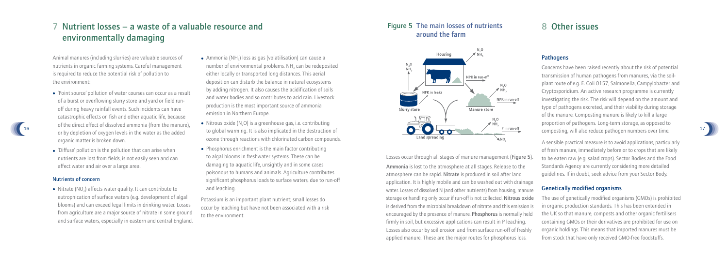## 7 Nutrient losses – a waste of a valuable resource and environmentally damaging

Animal manures (including slurries) are valuable sources of nutrients in organic farming systems. Careful management is required to reduce the potential risk of pollution to the environment:

- 'Point source' pollution of water courses can occur as a result of a burst or overflowing slurry store and yard or field run-off during heavy rainfall events. Such incidents can have catastrophic effects on fish and other aquatic life, because of the direct effect of dissolved ammonia (from the manure), or by depletion of oxygen levels in the water as the added organic matter is broken down.
- 'Diffuse' pollution is the pollution that can arise when nutrients are lost from fields, is not easily seen and can affect water and air over a large area.

### Nutrients of concern

- Nitrate ($NO_3$) affects water quality. It can contribute to eutrophication of surface waters (e.g. development of algal blooms) and can exceed legal limits in drinking water. Losses from agriculture are a major source of nitrate in some ground and surface waters, especially in eastern and central England.
- Ammonia ($NH_3$) loss as gas (volatilisation) can cause a number of environmental problems. $NH_3$ can be redeposited either locally or transported long distances. This aerial deposition can disturb the balance in natural ecosystems by adding nitrogen. It also causes the acidification of soils and water bodies and so contributes to acid rain. Livestock production is the most important source of ammonia emission in Northern Europe.
- Nitrous oxide ($N_2O$) is a greenhouse gas, i.e. contributing to global warming. It is also implicated in the destruction of ozone through reactions with chlorinated carbon compounds.
- Phosphorus enrichment is the main factor contributing to algal blooms in freshwater systems. These can be damaging to aquatic life, unsightly and in some cases poisonous to humans and animals. Agriculture contributes significant phosphorus loads to surface waters, due to run-off and leaching.

Potassium is an important plant nutrient; small losses do occur by leaching but have not been associated with a risk to the environment.

### Figure 5 The main losses of nutrients around the farm

Housing
$N_2O$
$NH_3$
$N_2O$
$NH_3$
NPK in run-off
NPK in leaks
$N_2O$
$NH_3$
NPK in run-off
Slurry store
Manure store
$N_2O$
$NH_3$
P in run-off
Land spreading
$NO_3$

Losses occur through all stages of manure management (**Figure 5**).

**Ammonia** is lost to the atmosphere at all stages. Release to the atmosphere can be rapid. **Nitrate** is produced in soil after land application. It is highly mobile and can be washed out with drainage water. Losses of dissolved N (and other nutrients) from housing, manure storage or handling only occur if run-off is not collected. **Nitrous oxide** is derived from the microbial breakdown of nitrate and this emission is encouraged by the presence of manure. **Phosphorus** is normally held firmly in soil, but excessive applications can result in P leaching. Losses also occur by soil erosion and from surface run-off of freshly applied manure. These are the major routes for phosphorus loss.

## 8 Other issues

### Pathogens

Concerns have been raised recently about the risk of potential transmission of human pathogens from manures, via the soil-plant route of e.g. E. Coli O157, Salmonella, Campylobacter and Cryptosporidium. An active research programme is currently investigating the risk. The risk will depend on the amount and type of pathogens excreted, and their viability during storage of the manure. Composting manure is likely to kill a large proportion of pathogens. Long-term storage, as opposed to composting, will also reduce pathogen numbers over time.

A sensible practical measure is to avoid applications, particularly of fresh manure, immediately before or to crops that are likely to be eaten raw (e.g. salad crops). Sector Bodies and the Food Standards Agency are currently considering more detailed guidelines. If in doubt, seek advice from your Sector Body.

### Genetically modified organisms

The use of genetically modified organisms (GMOs) is prohibited in organic production standards. This has been extended in the UK so that manure, composts and other organic fertilisers containing GMOs or their derivatives are prohibited for use on organic holdings. This means that imported manures must be from stock that have only received GMO-free foodstuffs.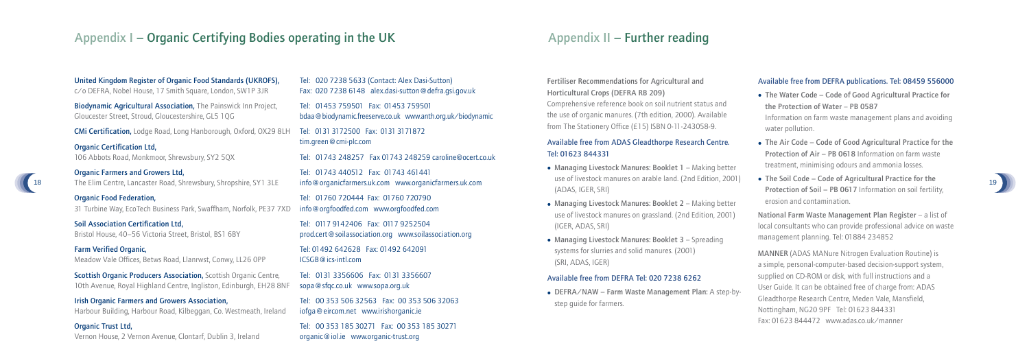## Appendix I – Organic Certifying Bodies operating in the UK

**United Kingdom Register of Organic Food Standards (UKROFS),**
c/o DEFRA, Nobel House, 17 Smith Square, London, SW1P 3JR
Tel: 020 7238 5633 (Contact: Alex Dasi-Sutton)
Fax: 020 7238 6148 alex.dasi-sutton@defra.gsi.gov.uk

**Biodynamic Agricultural Association,** The Painswick Inn Project, Gloucester Street, Stroud, Gloucestershire, GL5 1QG
Tel: 01453 759501 Fax: 01453 759501
bdaa@biodynamic.freeserve.co.uk www.anth.org.uk/biodynamic

**CMi Certification,** Lodge Road, Long Hanborough, Oxford, OX29 8LH
Tel: 0131 3172500 Fax: 0131 3171872
tim.green@cmi-plc.com

**Organic Certification Ltd,**
106 Abbots Road, Monkmoor, Shrewsbury, SY2 5QX
Tel: 01743 248257 Fax 01743 248259 caroline@ocert.co.uk

**Organic Farmers and Growers Ltd,**
The Elim Centre, Lancaster Road, Shrewsbury, Shropshire, SY1 3LE
Tel: 01743 440512 Fax: 01743 461441
info@organicfarmers.uk.com www.organicfarmers.uk.com

**Organic Food Federation,**
31 Turbine Way, EcoTech Business Park, Swaffham, Norfolk, PE37 7XD
Tel: 01760 720444 Fax: 01760 720790
info@orgfoodfed.com www.orgfoodfed.com

**Soil Association Certification Ltd,**
Bristol House, 40–56 Victoria Street, Bristol, BS1 6BY
Tel: 0117 9142406 Fax: 0117 9252504
prod.cert@soilassociation.org www.soilassociation.org

**Farm Verified Organic,**
Meadow Vale Offices, Betws Road, Llanrwst, Conwy, LL26 0PP
Tel: 01492 642628 Fax: 01492 642091
ICSGB@ics-intl.com

**Scottish Organic Producers Association,** Scottish Organic Centre, 10th Avenue, Royal Highland Centre, Ingliston, Edinburgh, EH28 8NF
Tel: 0131 3356606 Fax: 0131 3356607
sopa@sfqc.co.uk www.sopa.org.uk

**Irish Organic Farmers and Growers Association,**
Harbour Building, Harbour Road, Kilbeggan, Co. Westmeath, Ireland
Tel: 00 353 506 32563 Fax: 00 353 506 32063
iofga@eircom.net www.irishorganic.ie

**Organic Trust Ltd,**
Vernon House, 2 Vernon Avenue, Clontarf, Dublin 3, Ireland
Tel: 00 353 185 30271 Fax: 00 353 185 30271
organic@iol.ie www.organic-trust.org

## Appendix II – Further reading

**Fertiliser Recommendations for Agricultural and Horticultural Crops (DEFRA RB 209)**
Comprehensive reference book on soil nutrient status and the use of organic manures. (7th edition, 2000). Available from The Stationery Office (£15) ISBN 0-11-243058-9.

### Available free from ADAS Gleadthorpe Research Centre. Tel: 01623 844331

- **Managing Livestock Manures: Booklet 1** – Making better use of livestock manures on arable land. (2nd Edition, 2001) (ADAS, IGER, SRI)
- **Managing Livestock Manures: Booklet 2** – Making better use of livestock manures on grassland. (2nd Edition, 2001) (IGER, ADAS, SRI)
- **Managing Livestock Manures: Booklet 3** – Spreading systems for slurries and solid manures. (2001) (SRI, ADAS, IGER)

### Available free from DEFRA Tel: 020 7238 6262

- **DEFRA/NAW – Farm Waste Management Plan:** A step-by-step guide for farmers.

### Available free from DEFRA publications. Tel: 08459 556000

- **The Water Code – Code of Good Agricultural Practice for the Protection of Water – PB 0587**
  Information on farm waste management plans and avoiding water pollution.
- **The Air Code – Code of Good Agricultural Practice for the Protection of Air – PB 0618** Information on farm waste treatment, minimising odours and ammonia losses.
- **The Soil Code – Code of Agricultural Practice for the Protection of Soil – PB 0617** Information on soil fertility, erosion and contamination.

**National Farm Waste Management Plan Register** – a list of local consultants who can provide professional advice on waste management planning. Tel: 01884 234852

**MANNER** (ADAS MANure Nitrogen Evaluation Routine) is a simple, personal-computer-based decision-support system, supplied on CD-ROM or disk, with full instructions and a User Guide. It can be obtained free of charge from: ADAS Gleadthorpe Research Centre, Meden Vale, Mansfield, Nottingham, NG20 9PF Tel: 01623 844331 Fax: 01623 844472 www.adas.co.uk/manner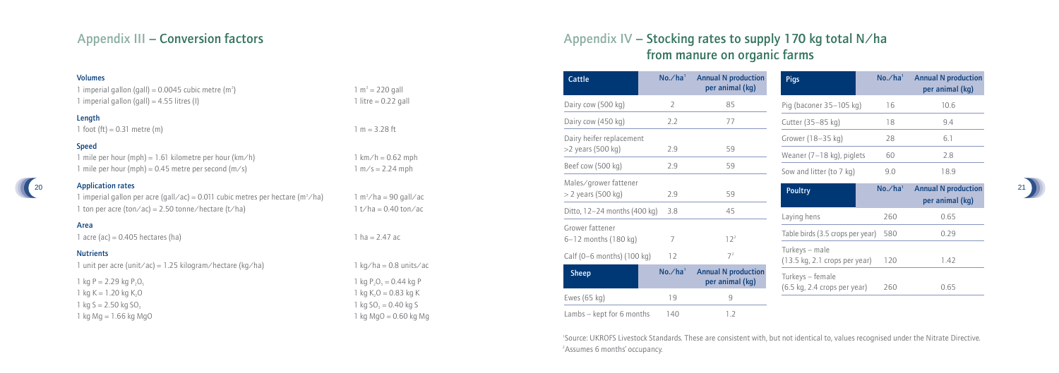## Appendix III – Conversion factors

**Volumes**

1 imperial gallon (gall) = 0.0045 cubic metre ($m^3$) — 1 $m^3$ = 220 gall

1 imperial gallon (gall) = 4.55 litres (l) — 1 litre = 0.22 gall

**Length**

1 foot (ft) = 0.31 metre (m) — 1 m = 3.28 ft

**Speed**

1 mile per hour (mph) = 1.61 kilometre per hour (km/h) — 1 km/h = 0.62 mph

1 mile per hour (mph) = 0.45 metre per second (m/s) — 1 m/s = 2.24 mph

**Application rates**

1 imperial gallon per acre (gall/ac) = 0.011 cubic metres per hectare ($m^3$/ha) — 1 $m^3$/ha = 90 gall/ac

1 ton per acre (ton/ac) = 2.50 tonne/hectare (t/ha) — 1 t/ha = 0.40 ton/ac

**Area**

1 acre (ac) = 0.405 hectares (ha) — 1 ha = 2.47 ac

**Nutrients**

1 unit per acre (unit/ac) = 1.25 kilogram/hectare (kg/ha) — 1 kg/ha = 0.8 units/ac

1 kg P = 2.29 kg $P_2O_5$ — 1 kg $P_2O_5$ = 0.44 kg P

1 kg K = 1.20 kg $K_2O$ — 1 kg $K_2O$ = 0.83 kg K

1 kg S = 2.50 kg $SO_3$ — 1 kg $SO_3$ = 0.40 kg S

1 kg Mg = 1.66 kg MgO — 1 kg MgO = 0.60 kg Mg

## Appendix IV – Stocking rates to supply 170 kg total N/ha from manure on organic farms

| Cattle | No./ha[1] | Annual N production per animal (kg) |
|---|---|---|
| Dairy cow (500 kg) | 2 | 85 |
| Dairy cow (450 kg) | 2.2 | 77 |
| Dairy heifer replacement >2 years (500 kg) | 2.9 | 59 |
| Beef cow (500 kg) | 2.9 | 59 |
| Males/grower fattener > 2 years (500 kg) | 2.9 | 59 |
| Ditto, 12–24 months (400 kg) | 3.8 | 45 |
| Grower fattener 6–12 months (180 kg) | 7 | 12[2] |
| Calf (0–6 months) (100 kg) | 12 | 7[2] |

| Sheep | No./ha[1] | Annual N production per animal (kg) |
|---|---|---|
| Ewes (65 kg) | 19 | 9 |
| Lambs – kept for 6 months | 140 | 1.2 |

| Pigs | No./ha[1] | Annual N production per animal (kg) |
|---|---|---|
| Pig (baconer 35–105 kg) | 16 | 10.6 |
| Cutter (35–85 kg) | 18 | 9.4 |
| Grower (18–35 kg) | 28 | 6.1 |
| Weaner (7–18 kg), piglets | 60 | 2.8 |
| Sow and litter (to 7 kg) | 9.0 | 18.9 |

| Poultry | No./ha[1] | Annual N production per animal (kg) |
|---|---|---|
| Laying hens | 260 | 0.65 |
| Table birds (3.5 crops per year) | 580 | 0.29 |
| Turkeys – male (13.5 kg, 2.1 crops per year) | 120 | 1.42 |
| Turkeys – female (6.5 kg, 2.4 crops per year) | 260 | 0.65 |

[1]Source: UKROFS Livestock Standards. These are consistent with, but not identical to, values recognised under the Nitrate Directive.

[2]Assumes 6 months' occupancy.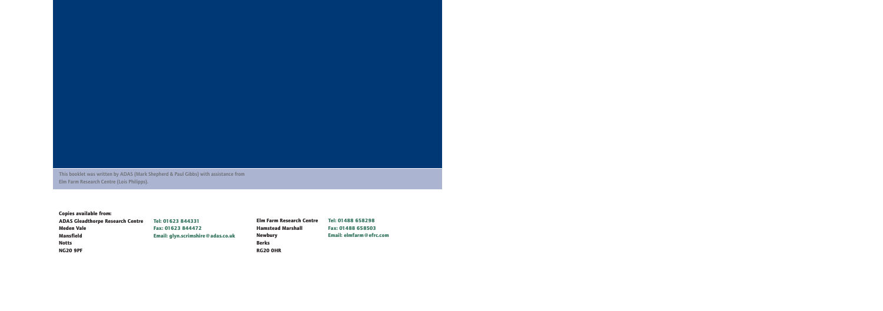This booklet was written by ADAS (Mark Shepherd & Paul Gibbs) with assistance from Elm Farm Research Centre (Lois Philipps).

**Copies available from:**

**ADAS Gleadthorpe Research Centre**
**Meden Vale**
**Mansfield**
**Notts**
**NG20 9PF**

**Tel: 01623 844331**
**Fax: 01623 844472**
**Email: glyn.scrimshire@adas.co.uk**

**Elm Farm Research Centre**
**Hamstead Marshall**
**Newbury**
**Berks**
**RG20 0HR**

**Tel: 01488 658298**
**Fax: 01488 658503**
**Email: elmfarm@efrc.com**